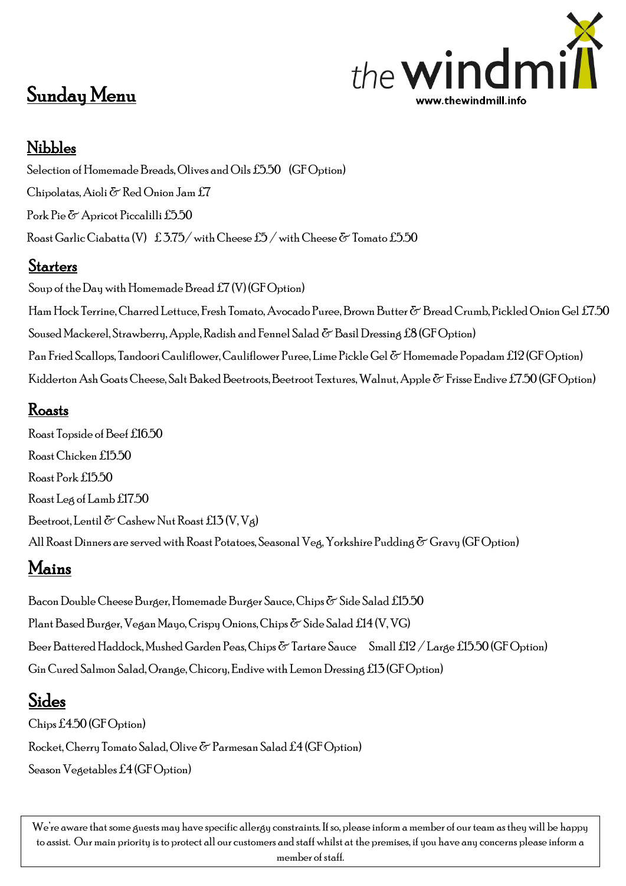# Sunday Menu

the windmill
www.thewindmill.info

## Nibbles

Selection of Homemade Breads, Olives and Oils £5.50 (GF Option)

Chipolatas, Aioli & Red Onion Jam £7

Pork Pie & Apricot Piccalilli £5.50

Roast Garlic Ciabatta (V) £3.75 / with Cheese £5 / with Cheese & Tomato £5.50

## Starters

Soup of the Day with Homemade Bread £7 (V) (GF Option)

Ham Hock Terrine, Charred Lettuce, Fresh Tomato, Avocado Puree, Brown Butter & Bread Crumb, Pickled Onion Gel £7.50

Soused Mackerel, Strawberry, Apple, Radish and Fennel Salad & Basil Dressing £8 (GF Option)

Pan Fried Scallops, Tandoori Cauliflower, Cauliflower Puree, Lime Pickle Gel & Homemade Popadam £12 (GF Option)

Kidderton Ash Goats Cheese, Salt Baked Beetroots, Beetroot Textures, Walnut, Apple & Frisse Endive £7.50 (GF Option)

## Roasts

Roast Topside of Beef £16.50

Roast Chicken £15.50

Roast Pork £15.50

Roast Leg of Lamb £17.50

Beetroot, Lentil & Cashew Nut Roast £13 (V, Vg)

All Roast Dinners are served with Roast Potatoes, Seasonal Veg, Yorkshire Pudding & Gravy (GF Option)

## Mains

Bacon Double Cheese Burger, Homemade Burger Sauce, Chips & Side Salad £15.50

Plant Based Burger, Vegan Mayo, Crispy Onions, Chips & Side Salad £14 (V, VG)

Beer Battered Haddock, Mushed Garden Peas, Chips & Tartare Sauce Small £12 / Large £15.50 (GF Option)

Gin Cured Salmon Salad, Orange, Chicory, Endive with Lemon Dressing £13 (GF Option)

## Sides

Chips £4.50 (GF Option)

Rocket, Cherry Tomato Salad, Olive & Parmesan Salad £4 (GF Option)

Season Vegetables £4 (GF Option)

We're aware that some guests may have specific allergy constraints. If so, please inform a member of our team as they will be happy to assist. Our main priority is to protect all our customers and staff whilst at the premises, if you have any concerns please inform a member of staff.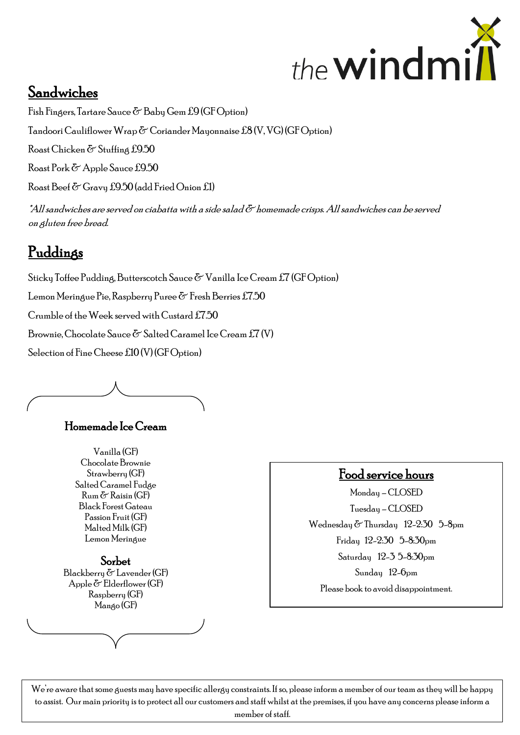the windmill

## Sandwiches

Fish Fingers, Tartare Sauce & Baby Gem £9 (GF Option)

Tandoori Cauliflower Wrap & Coriander Mayonnaise £8 (V, VG) (GF Option)

Roast Chicken & Stuffing £9.50

Roast Pork & Apple Sauce £9.50

Roast Beef & Gravy £9.50 (add Fried Onion £1)

*\*All sandwiches are served on ciabatta with a side salad & homemade crisps. All sandwiches can be served on gluten free bread.*

## Puddings

Sticky Toffee Pudding, Butterscotch Sauce & Vanilla Ice Cream £7 (GF Option)

Lemon Meringue Pie, Raspberry Puree & Fresh Berries £7.50

Crumble of the Week served with Custard £7.50

Brownie, Chocolate Sauce & Salted Caramel Ice Cream £7 (V)

Selection of Fine Cheese £10 (V) (GF Option)

### Homemade Ice Cream

Vanilla (GF)
Chocolate Brownie
Strawberry (GF)
Salted Caramel Fudge
Rum & Raisin (GF)
Black Forest Gateau
Passion Fruit (GF)
Malted Milk (GF)
Lemon Meringue

### Sorbet

Blackberry & Lavender (GF)
Apple & Elderflower (GF)
Raspberry (GF)
Mango (GF)

### Food service hours

Monday – CLOSED

Tuesday – CLOSED

Wednesday & Thursday 12-2:30 5-8pm

Friday 12-2:30 5-8:30pm

Saturday 12-3 5-8:30pm

Sunday 12-6pm

Please book to avoid disappointment.

We're aware that some guests may have specific allergy constraints. If so, please inform a member of our team as they will be happy to assist. Our main priority is to protect all our customers and staff whilst at the premises, if you have any concerns please inform a member of staff.